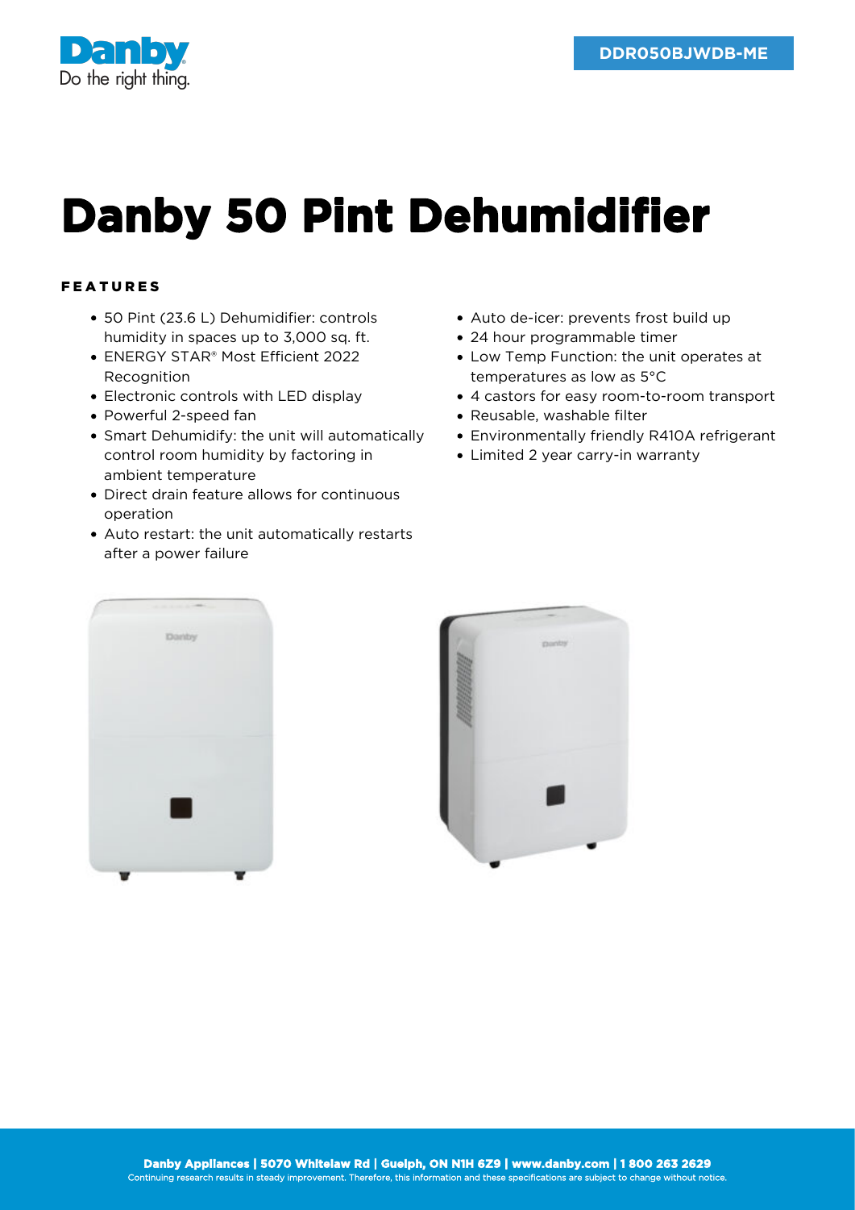DDR050BJWDB-ME

# Danby 50 Pint Dehumidifier

## FEATURES

- 50 Pint (23.6 L) Dehumidifier: controls humidity in spaces up to 3,000 sq. ft.
- ENERGY STAR® Most Efficient 2022 Recognition
- Electronic controls with LED display
- Powerful 2-speed fan
- Smart Dehumidify: the unit will automatically control room humidity by factoring in ambient temperature
- Direct drain feature allows for continuous operation
- Auto restart: the unit automatically restarts after a power failure
- Auto de-icer: prevents frost build up
- 24 hour programmable timer
- Low Temp Function: the unit operates at temperatures as low as 5°C
- 4 castors for easy room-to-room transport
- Reusable, washable filter
- Environmentally friendly R410A refrigerant
- Limited 2 year carry-in warranty

**Danby Appliances | 5070 Whitelaw Rd | Guelph, ON N1H 6Z9 | www.danby.com | 1 800 263 2629**
Continuing research results in steady improvement. Therefore, this information and these specifications are subject to change without notice.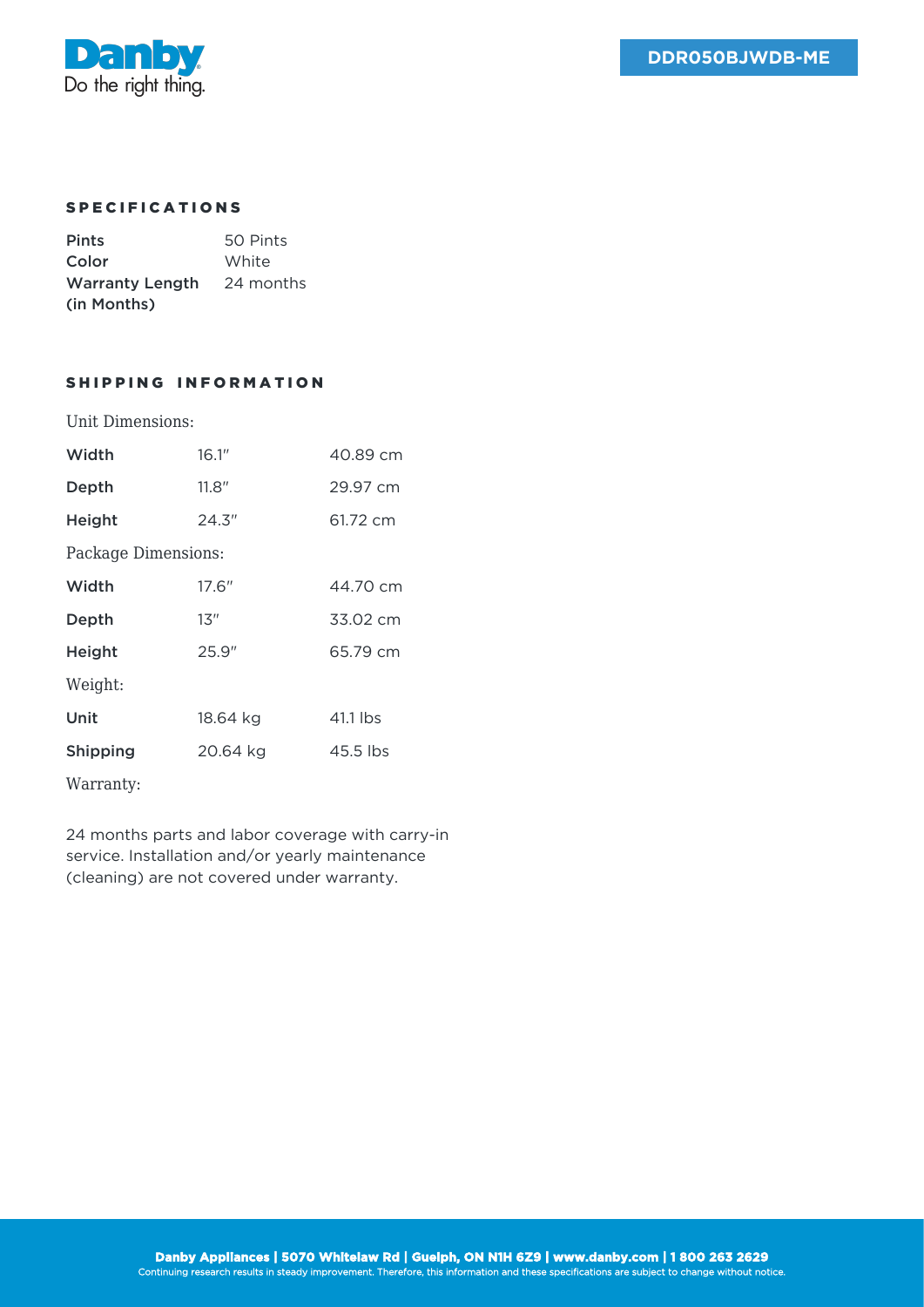DDR050BJWDB-ME

## SPECIFICATIONS

| | |
|---|---|
| **Pints** | 50 Pints |
| **Color** | White |
| **Warranty Length (in Months)** | 24 months |

## SHIPPING INFORMATION

Unit Dimensions:

| | | |
|---|---|---|
| **Width** | 16.1" | 40.89 cm |
| **Depth** | 11.8" | 29.97 cm |
| **Height** | 24.3" | 61.72 cm |

Package Dimensions:

| | | |
|---|---|---|
| **Width** | 17.6" | 44.70 cm |
| **Depth** | 13" | 33.02 cm |
| **Height** | 25.9" | 65.79 cm |

Weight:

| | | |
|---|---|---|
| **Unit** | 18.64 kg | 41.1 lbs |
| **Shipping** | 20.64 kg | 45.5 lbs |

Warranty:

24 months parts and labor coverage with carry-in service. Installation and/or yearly maintenance (cleaning) are not covered under warranty.

**Danby Appliances | 5070 Whitelaw Rd | Guelph, ON N1H 6Z9 | www.danby.com | 1 800 263 2629**
Continuing research results in steady improvement. Therefore, this information and these specifications are subject to change without notice.